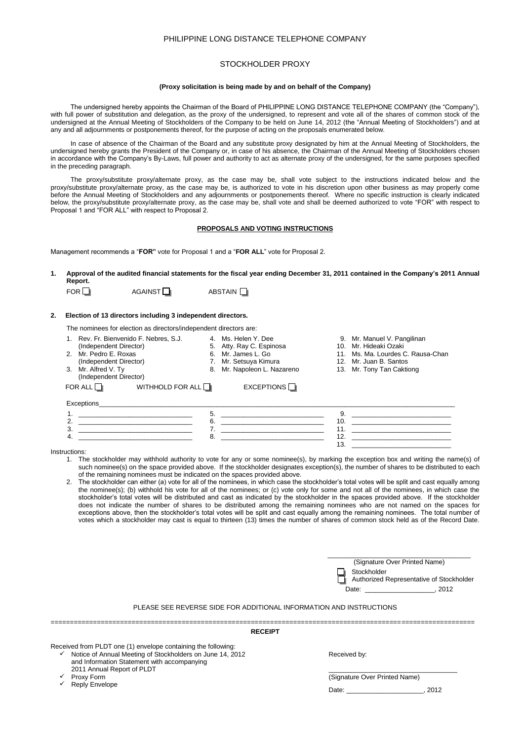# PHILIPPINE LONG DISTANCE TELEPHONE COMPANY

## STOCKHOLDER PROXY

**(Proxy solicitation is being made by and on behalf of the Company)**

The undersigned hereby appoints the Chairman of the Board of PHILIPPINE LONG DISTANCE TELEPHONE COMPANY (the "Company"), with full power of substitution and delegation, as the proxy of the undersigned, to represent and vote all of the shares of common stock of the undersigned at the Annual Meeting of Stockholders of the Company to be held on June 14, 2012 (the "Annual Meeting of Stockholders") and at any and all adjournments or postponements thereof, for the purpose of acting on the proposals enumerated below.

In case of absence of the Chairman of the Board and any substitute proxy designated by him at the Annual Meeting of Stockholders, the undersigned hereby grants the President of the Company or, in case of his absence, the Chairman of the Annual Meeting of Stockholders chosen in accordance with the Company's By-Laws, full power and authority to act as alternate proxy of the undersigned, for the same purposes specified in the preceding paragraph.

The proxy/substitute proxy/alternate proxy, as the case may be, shall vote subject to the instructions indicated below and the proxy/substitute proxy/alternate proxy, as the case may be, is authorized to vote in his discretion upon other business as may properly come before the Annual Meeting of Stockholders and any adjournments or postponements thereof. Where no specific instruction is clearly indicated below, the proxy/substitute proxy/alternate proxy, as the case may be, shall vote and shall be deemed authorized to vote "FOR" with respect to Proposal 1 and "FOR ALL" with respect to Proposal 2.

### PROPOSALS AND VOTING INSTRUCTIONS

Management recommends a "**FOR"** vote for Proposal 1 and a "**FOR ALL**" vote for Proposal 2.

**1. Approval of the audited financial statements for the fiscal year ending December 31, 2011 contained in the Company's 2011 Annual Report.**

FOR ☐ AGAINST ☐ ABSTAIN ☐

**2. Election of 13 directors including 3 independent directors.**

The nominees for election as directors/independent directors are:

1. Rev. Fr. Bienvenido F. Nebres, S.J. (Independent Director)
2. Mr. Pedro E. Roxas (Independent Director)
3. Mr. Alfred V. Ty (Independent Director)
4. Ms. Helen Y. Dee
5. Atty. Ray C. Espinosa
6. Mr. James L. Go
7. Mr. Setsuya Kimura
8. Mr. Napoleon L. Nazareno
9. Mr. Manuel V. Pangilinan
10. Mr. Hideaki Ozaki
11. Ms. Ma. Lourdes C. Rausa-Chan
12. Mr. Juan B. Santos
13. Mr. Tony Tan Caktiong

FOR ALL ☐ WITHHOLD FOR ALL ☐ EXCEPTIONS ☐

Exceptions______________________________________________

1. ____________________ 5. ____________________ 9. ____________________
2. ____________________ 6. ____________________ 10. ____________________
3. ____________________ 7. ____________________ 11. ____________________
4. ____________________ 8. ____________________ 12. ____________________
13. ____________________

Instructions:

1. The stockholder may withhold authority to vote for any or some nominee(s), by marking the exception box and writing the name(s) of such nominee(s) on the space provided above. If the stockholder designates exception(s), the number of shares to be distributed to each of the remaining nominees must be indicated on the spaces provided above.
2. The stockholder can either (a) vote for all of the nominees, in which case the stockholder's total votes will be split and cast equally among the nominee(s); (b) withhold his vote for all of the nominees; or (c) vote only for some and not all of the nominees, in which case the stockholder's total votes will be distributed and cast as indicated by the stockholder in the spaces provided above. If the stockholder does not indicate the number of shares to be distributed among the remaining nominees who are not named on the spaces for exceptions above, then the stockholder's total votes will be split and cast equally among the remaining nominees. The total number of votes which a stockholder may cast is equal to thirteen (13) times the number of shares of common stock held as of the Record Date.

______________________________
(Signature Over Printed Name)

☐ Stockholder
☐ Authorized Representative of Stockholder

Date: ___________________, 2012

PLEASE SEE REVERSE SIDE FOR ADDITIONAL INFORMATION AND INSTRUCTIONS

---

**RECEIPT**

Received from PLDT one (1) envelope containing the following:

- ✓ Notice of Annual Meeting of Stockholders on June 14, 2012 and Information Statement with accompanying 2011 Annual Report of PLDT
- ✓ Proxy Form
- ✓ Reply Envelope

Received by:

______________________________
(Signature Over Printed Name)

Date: _____________________, 2012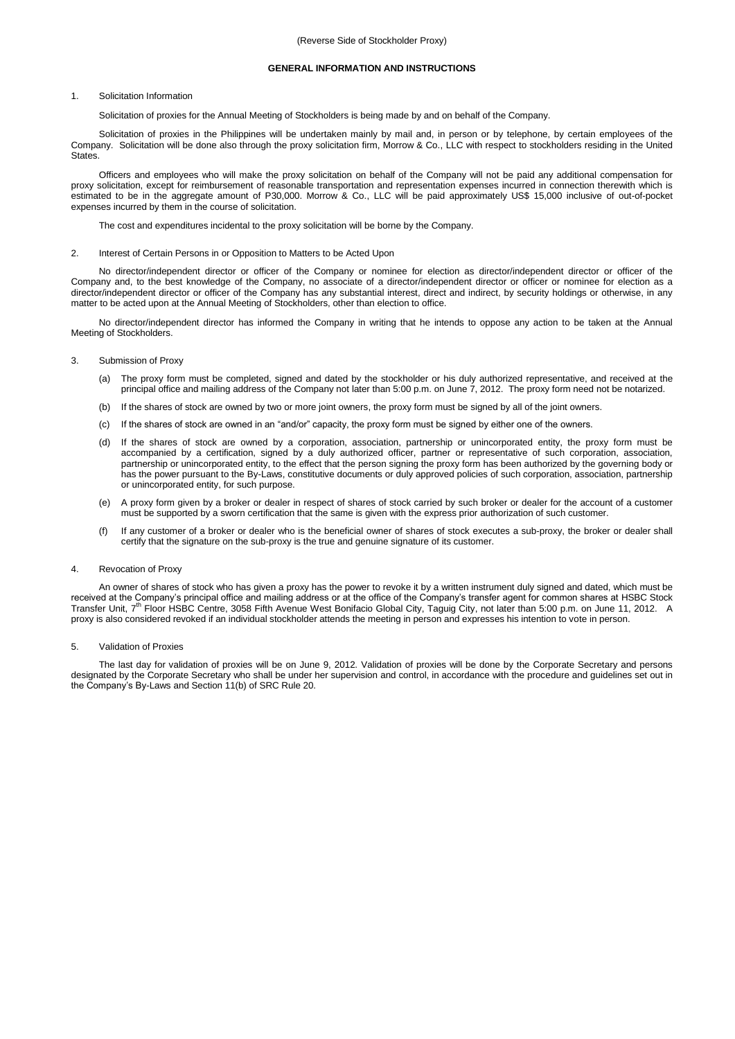(Reverse Side of Stockholder Proxy)

## GENERAL INFORMATION AND INSTRUCTIONS

### 1. Solicitation Information

Solicitation of proxies for the Annual Meeting of Stockholders is being made by and on behalf of the Company.

Solicitation of proxies in the Philippines will be undertaken mainly by mail and, in person or by telephone, by certain employees of the Company. Solicitation will be done also through the proxy solicitation firm, Morrow & Co., LLC with respect to stockholders residing in the United States.

Officers and employees who will make the proxy solicitation on behalf of the Company will not be paid any additional compensation for proxy solicitation, except for reimbursement of reasonable transportation and representation expenses incurred in connection therewith which is estimated to be in the aggregate amount of P30,000. Morrow & Co., LLC will be paid approximately US$ 15,000 inclusive of out-of-pocket expenses incurred by them in the course of solicitation.

The cost and expenditures incidental to the proxy solicitation will be borne by the Company.

### 2. Interest of Certain Persons in or Opposition to Matters to be Acted Upon

No director/independent director or officer of the Company or nominee for election as director/independent director or officer of the Company and, to the best knowledge of the Company, no associate of a director/independent director or officer or nominee for election as a director/independent director or officer of the Company has any substantial interest, direct and indirect, by security holdings or otherwise, in any matter to be acted upon at the Annual Meeting of Stockholders, other than election to office.

No director/independent director has informed the Company in writing that he intends to oppose any action to be taken at the Annual Meeting of Stockholders.

### 3. Submission of Proxy

(a) The proxy form must be completed, signed and dated by the stockholder or his duly authorized representative, and received at the principal office and mailing address of the Company not later than 5:00 p.m. on June 7, 2012. The proxy form need not be notarized.

(b) If the shares of stock are owned by two or more joint owners, the proxy form must be signed by all of the joint owners.

(c) If the shares of stock are owned in an "and/or" capacity, the proxy form must be signed by either one of the owners.

(d) If the shares of stock are owned by a corporation, association, partnership or unincorporated entity, the proxy form must be accompanied by a certification, signed by a duly authorized officer, partner or representative of such corporation, association, partnership or unincorporated entity, to the effect that the person signing the proxy form has been authorized by the governing body or has the power pursuant to the By-Laws, constitutive documents or duly approved policies of such corporation, association, partnership or unincorporated entity, for such purpose.

(e) A proxy form given by a broker or dealer in respect of shares of stock carried by such broker or dealer for the account of a customer must be supported by a sworn certification that the same is given with the express prior authorization of such customer.

(f) If any customer of a broker or dealer who is the beneficial owner of shares of stock executes a sub-proxy, the broker or dealer shall certify that the signature on the sub-proxy is the true and genuine signature of its customer.

### 4. Revocation of Proxy

An owner of shares of stock who has given a proxy has the power to revoke it by a written instrument duly signed and dated, which must be received at the Company's principal office and mailing address or at the office of the Company's transfer agent for common shares at HSBC Stock Transfer Unit, 7th Floor HSBC Centre, 3058 Fifth Avenue West Bonifacio Global City, Taguig City, not later than 5:00 p.m. on June 11, 2012. A proxy is also considered revoked if an individual stockholder attends the meeting in person and expresses his intention to vote in person.

### 5. Validation of Proxies

The last day for validation of proxies will be on June 9, 2012. Validation of proxies will be done by the Corporate Secretary and persons designated by the Corporate Secretary who shall be under her supervision and control, in accordance with the procedure and guidelines set out in the Company's By-Laws and Section 11(b) of SRC Rule 20.